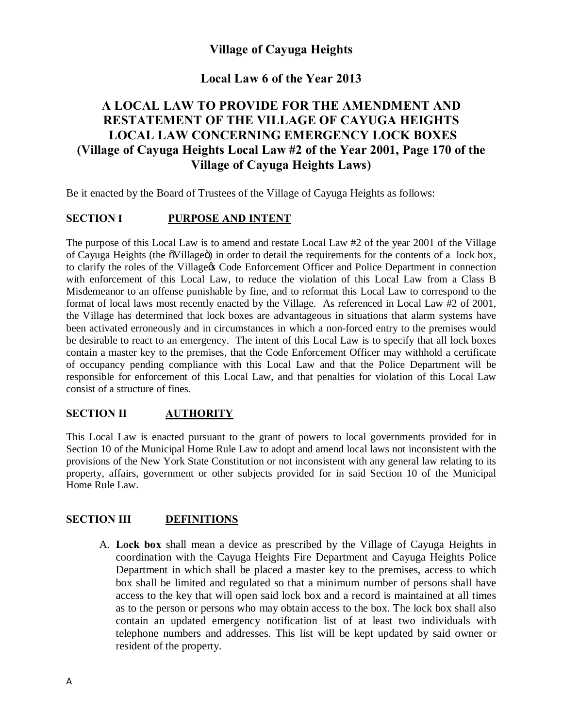# Village of Cayuga Heights

## Local Law 6 of the Year 2013

## A LOCAL LAW TO PROVIDE FOR THE AMENDMENT AND RESTATEMENT OF THE VILLAGE OF CAYUGA HEIGHTS LOCAL LAW CONCERNING EMERGENCY LOCK BOXES (Village of Cayuga Heights Local Law #2 of the Year 2001, Page 170 of the Village of Cayuga Heights Laws)

Be it enacted by the Board of Trustees of the Village of Cayuga Heights as follows:

### SECTION I PURPOSE AND INTENT

The purpose of this Local Law is to amend and restate Local Law #2 of the year 2001 of the Village of Cayuga Heights (the "Village") in order to detail the requirements for the contents of a lock box, to clarify the roles of the Village's Code Enforcement Officer and Police Department in connection with enforcement of this Local Law, to reduce the violation of this Local Law from a Class B Misdemeanor to an offense punishable by fine, and to reformat this Local Law to correspond to the format of local laws most recently enacted by the Village. As referenced in Local Law #2 of 2001, the Village has determined that lock boxes are advantageous in situations that alarm systems have been activated erroneously and in circumstances in which a non-forced entry to the premises would be desirable to react to an emergency. The intent of this Local Law is to specify that all lock boxes contain a master key to the premises, that the Code Enforcement Officer may withhold a certificate of occupancy pending compliance with this Local Law and that the Police Department will be responsible for enforcement of this Local Law, and that penalties for violation of this Local Law consist of a structure of fines.

### SECTION II AUTHORITY

This Local Law is enacted pursuant to the grant of powers to local governments provided for in Section 10 of the Municipal Home Rule Law to adopt and amend local laws not inconsistent with the provisions of the New York State Constitution or not inconsistent with any general law relating to its property, affairs, government or other subjects provided for in said Section 10 of the Municipal Home Rule Law.

### SECTION III DEFINITIONS

A. **Lock box** shall mean a device as prescribed by the Village of Cayuga Heights in coordination with the Cayuga Heights Fire Department and Cayuga Heights Police Department in which shall be placed a master key to the premises, access to which box shall be limited and regulated so that a minimum number of persons shall have access to the key that will open said lock box and a record is maintained at all times as to the person or persons who may obtain access to the box. The lock box shall also contain an updated emergency notification list of at least two individuals with telephone numbers and addresses. This list will be kept updated by said owner or resident of the property.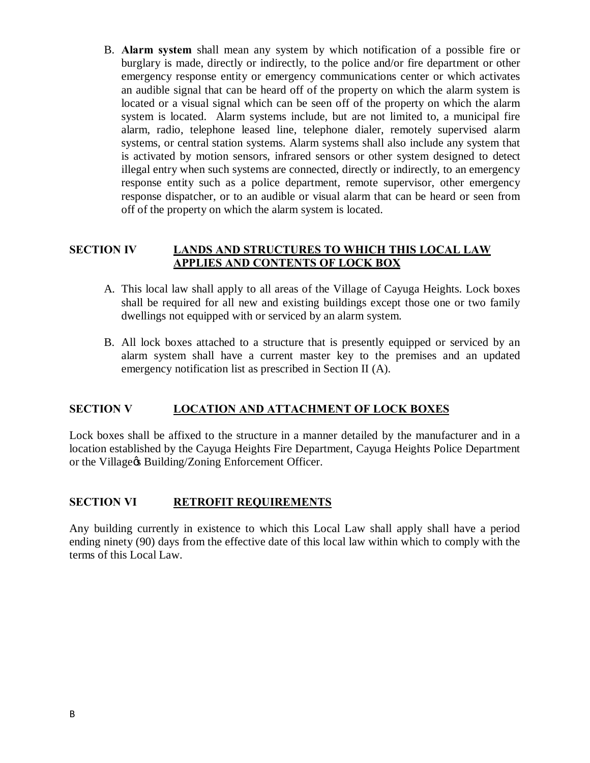B. **Alarm system** shall mean any system by which notification of a possible fire or burglary is made, directly or indirectly, to the police and/or fire department or other emergency response entity or emergency communications center or which activates an audible signal that can be heard off of the property on which the alarm system is located or a visual signal which can be seen off of the property on which the alarm system is located. Alarm systems include, but are not limited to, a municipal fire alarm, radio, telephone leased line, telephone dialer, remotely supervised alarm systems, or central station systems. Alarm systems shall also include any system that is activated by motion sensors, infrared sensors or other system designed to detect illegal entry when such systems are connected, directly or indirectly, to an emergency response entity such as a police department, remote supervisor, other emergency response dispatcher, or to an audible or visual alarm that can be heard or seen from off of the property on which the alarm system is located.

## SECTION IV LANDS AND STRUCTURES TO WHICH THIS LOCAL LAW APPLIES AND CONTENTS OF LOCK BOX

A. This local law shall apply to all areas of the Village of Cayuga Heights. Lock boxes shall be required for all new and existing buildings except those one or two family dwellings not equipped with or serviced by an alarm system.

B. All lock boxes attached to a structure that is presently equipped or serviced by an alarm system shall have a current master key to the premises and an updated emergency notification list as prescribed in Section II (A).

## SECTION V LOCATION AND ATTACHMENT OF LOCK BOXES

Lock boxes shall be affixed to the structure in a manner detailed by the manufacturer and in a location established by the Cayuga Heights Fire Department, Cayuga Heights Police Department or the Village's Building/Zoning Enforcement Officer.

## SECTION VI RETROFIT REQUIREMENTS

Any building currently in existence to which this Local Law shall apply shall have a period ending ninety (90) days from the effective date of this local law within which to comply with the terms of this Local Law.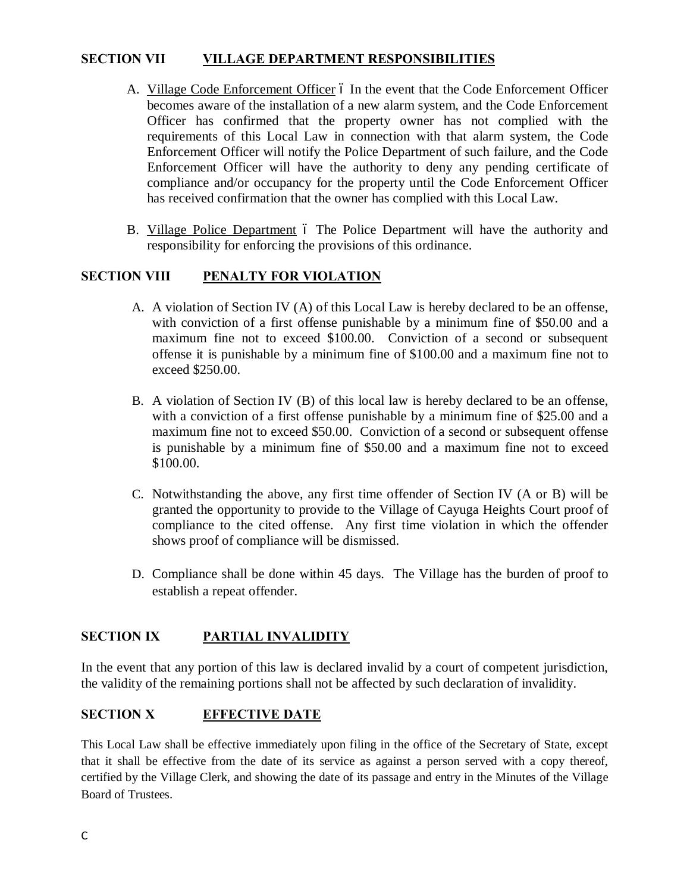## SECTION VII VILLAGE DEPARTMENT RESPONSIBILITIES

A. Village Code Enforcement Officer – In the event that the Code Enforcement Officer becomes aware of the installation of a new alarm system, and the Code Enforcement Officer has confirmed that the property owner has not complied with the requirements of this Local Law in connection with that alarm system, the Code Enforcement Officer will notify the Police Department of such failure, and the Code Enforcement Officer will have the authority to deny any pending certificate of compliance and/or occupancy for the property until the Code Enforcement Officer has received confirmation that the owner has complied with this Local Law.

B. Village Police Department – The Police Department will have the authority and responsibility for enforcing the provisions of this ordinance.

## SECTION VIII PENALTY FOR VIOLATION

A. A violation of Section IV (A) of this Local Law is hereby declared to be an offense, with conviction of a first offense punishable by a minimum fine of $50.00 and a maximum fine not to exceed $100.00. Conviction of a second or subsequent offense it is punishable by a minimum fine of $100.00 and a maximum fine not to exceed $250.00.

B. A violation of Section IV (B) of this local law is hereby declared to be an offense, with a conviction of a first offense punishable by a minimum fine of $25.00 and a maximum fine not to exceed $50.00. Conviction of a second or subsequent offense is punishable by a minimum fine of $50.00 and a maximum fine not to exceed $100.00.

C. Notwithstanding the above, any first time offender of Section IV (A or B) will be granted the opportunity to provide to the Village of Cayuga Heights Court proof of compliance to the cited offense. Any first time violation in which the offender shows proof of compliance will be dismissed.

D. Compliance shall be done within 45 days. The Village has the burden of proof to establish a repeat offender.

## SECTION IX PARTIAL INVALIDITY

In the event that any portion of this law is declared invalid by a court of competent jurisdiction, the validity of the remaining portions shall not be affected by such declaration of invalidity.

## SECTION X EFFECTIVE DATE

This Local Law shall be effective immediately upon filing in the office of the Secretary of State, except that it shall be effective from the date of its service as against a person served with a copy thereof, certified by the Village Clerk, and showing the date of its passage and entry in the Minutes of the Village Board of Trustees.

C